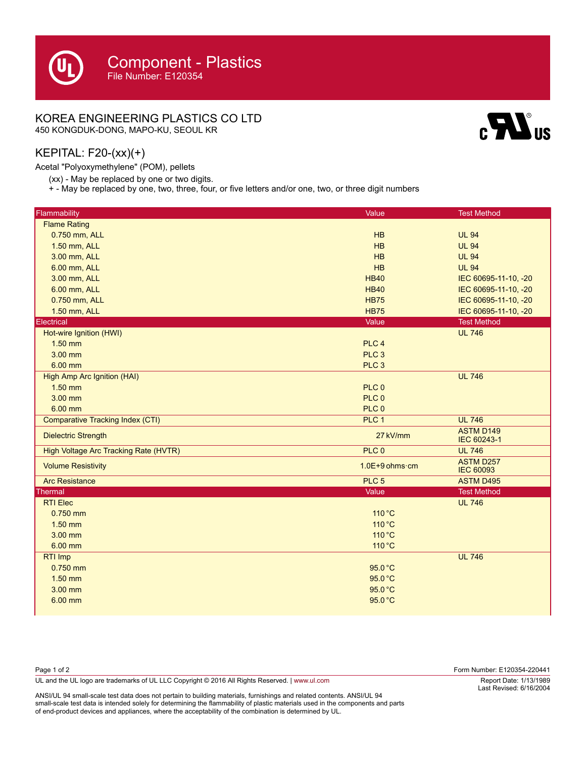# Component - Plastics

File Number: E120354

## KOREA ENGINEERING PLASTICS CO LTD

450 KONGDUK-DONG, MAPO-KU, SEOUL KR

## KEPITAL: F20-(xx)(+)

Acetal "Polyoxymethylene" (POM), pellets

(xx) - May be replaced by one or two digits.
+ - May be replaced by one, two, three, four, or five letters and/or one, two, or three digit numbers

| Flammability | Value | Test Method |
|---|---|---|
| Flame Rating | | |
| 0.750 mm, ALL | HB | UL 94 |
| 1.50 mm, ALL | HB | UL 94 |
| 3.00 mm, ALL | HB | UL 94 |
| 6.00 mm, ALL | HB | UL 94 |
| 3.00 mm, ALL | HB40 | IEC 60695-11-10, -20 |
| 6.00 mm, ALL | HB40 | IEC 60695-11-10, -20 |
| 0.750 mm, ALL | HB75 | IEC 60695-11-10, -20 |
| 1.50 mm, ALL | HB75 | IEC 60695-11-10, -20 |
| **Electrical** | **Value** | **Test Method** |
| Hot-wire Ignition (HWI) | | UL 746 |
| 1.50 mm | PLC 4 | |
| 3.00 mm | PLC 3 | |
| 6.00 mm | PLC 3 | |
| High Amp Arc Ignition (HAI) | | UL 746 |
| 1.50 mm | PLC 0 | |
| 3.00 mm | PLC 0 | |
| 6.00 mm | PLC 0 | |
| Comparative Tracking Index (CTI) | PLC 1 | UL 746 |
| Dielectric Strength | 27 kV/mm | ASTM D149 IEC 60243-1 |
| High Voltage Arc Tracking Rate (HVTR) | PLC 0 | UL 746 |
| Volume Resistivity | 1.0E+9 ohms·cm | ASTM D257 IEC 60093 |
| Arc Resistance | PLC 5 | ASTM D495 |
| **Thermal** | **Value** | **Test Method** |
| RTI Elec | | UL 746 |
| 0.750 mm | 110 °C | |
| 1.50 mm | 110 °C | |
| 3.00 mm | 110 °C | |
| 6.00 mm | 110 °C | |
| RTI Imp | | UL 746 |
| 0.750 mm | 95.0 °C | |
| 1.50 mm | 95.0 °C | |
| 3.00 mm | 95.0 °C | |
| 6.00 mm | 95.0 °C | |

Form Number: E120354-220441

UL and the UL logo are trademarks of UL LLC Copyright © 2016 All Rights Reserved. | www.ul.com

Report Date: 1/13/1989
Last Revised: 6/16/2004

ANSI/UL 94 small-scale test data does not pertain to building materials, furnishings and related contents. ANSI/UL 94 small-scale test data is intended solely for determining the flammability of plastic materials used in the components and parts of end-product devices and appliances, where the acceptability of the combination is determined by UL.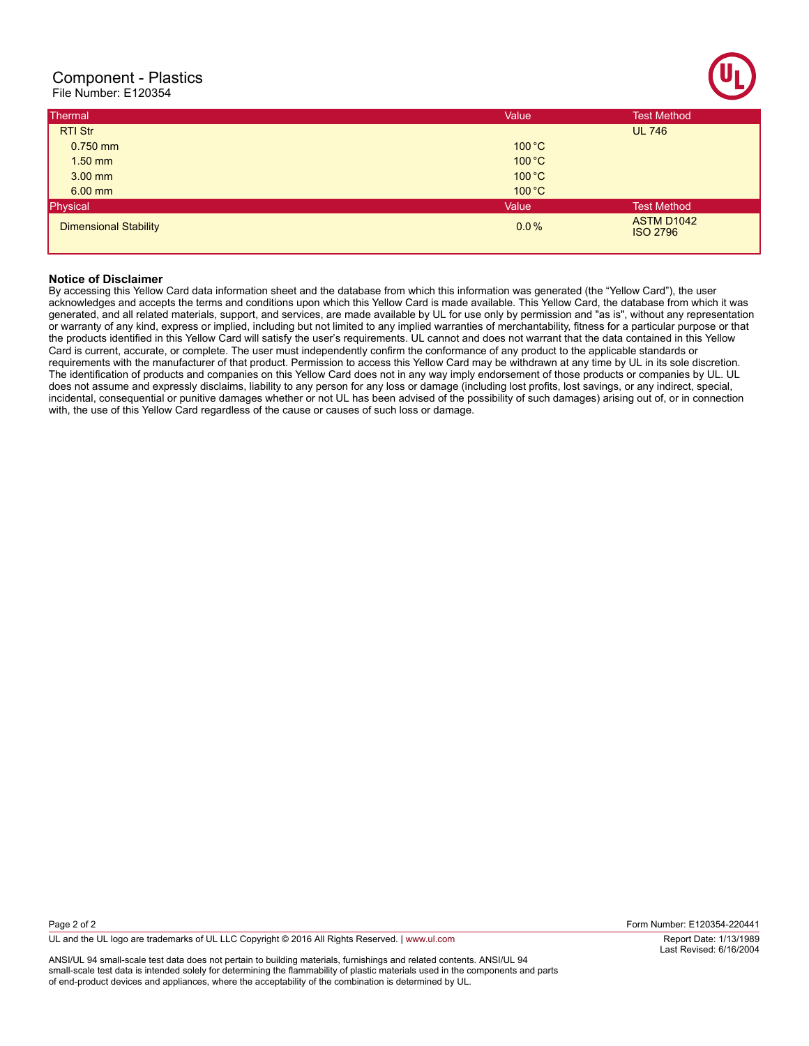Component - Plastics
File Number: E120354

| Thermal | Value | Test Method |
| --- | --- | --- |
| RTI Str | | UL 746 |
| 0.750 mm | 100 °C | |
| 1.50 mm | 100 °C | |
| 3.00 mm | 100 °C | |
| 6.00 mm | 100 °C | |
| **Physical** | **Value** | **Test Method** |
| Dimensional Stability | 0.0 % | ASTM D1042 ISO 2796 |

**Notice of Disclaimer**

By accessing this Yellow Card data information sheet and the database from which this information was generated (the “Yellow Card”), the user acknowledges and accepts the terms and conditions upon which this Yellow Card is made available. This Yellow Card, the database from which it was generated, and all related materials, support, and services, are made available by UL for use only by permission and "as is", without any representation or warranty of any kind, express or implied, including but not limited to any implied warranties of merchantability, fitness for a particular purpose or that the products identified in this Yellow Card will satisfy the user’s requirements. UL cannot and does not warrant that the data contained in this Yellow Card is current, accurate, or complete. The user must independently confirm the conformance of any product to the applicable standards or requirements with the manufacturer of that product. Permission to access this Yellow Card may be withdrawn at any time by UL in its sole discretion. The identification of products and companies on this Yellow Card does not in any way imply endorsement of those products or companies by UL. UL does not assume and expressly disclaims, liability to any person for any loss or damage (including lost profits, lost savings, or any indirect, special, incidental, consequential or punitive damages whether or not UL has been advised of the possibility of such damages) arising out of, or in connection with, the use of this Yellow Card regardless of the cause or causes of such loss or damage.

Form Number: E120354-220441

UL and the UL logo are trademarks of UL LLC Copyright © 2016 All Rights Reserved. | www.ul.com

Report Date: 1/13/1989
Last Revised: 6/16/2004

ANSI/UL 94 small-scale test data does not pertain to building materials, furnishings and related contents. ANSI/UL 94 small-scale test data is intended solely for determining the flammability of plastic materials used in the components and parts of end-product devices and appliances, where the acceptability of the combination is determined by UL.